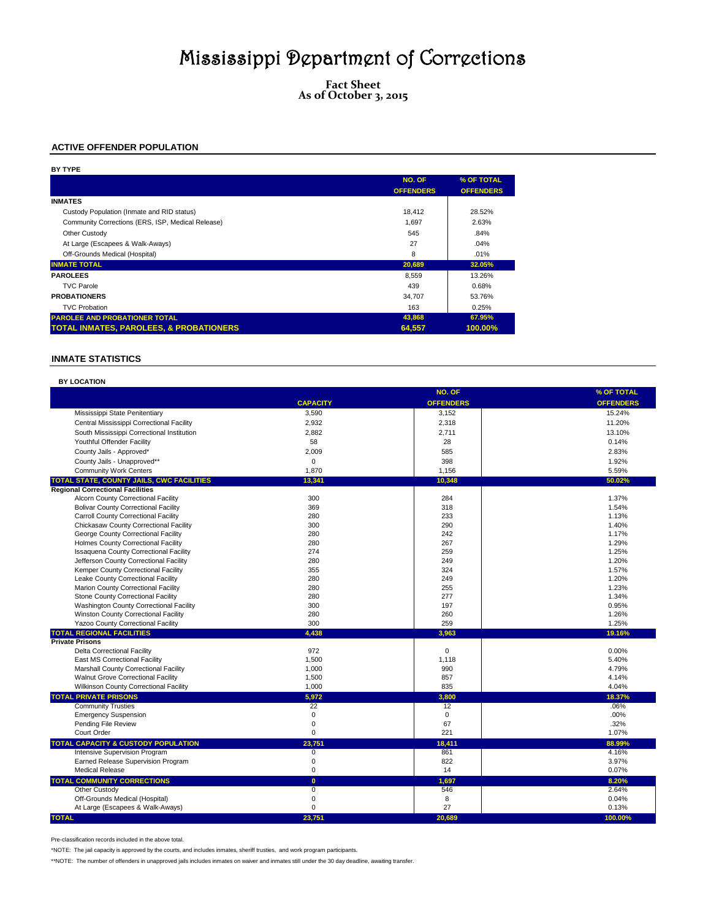# Mississippi Department of Corrections

**Fact Sheet**
**As of October 3, 2015**

## ACTIVE OFFENDER POPULATION

**BY TYPE**

| | NO. OF OFFENDERS | % OF TOTAL OFFENDERS |
|---|---|---|
| **INMATES** | | |
| Custody Population (Inmate and RID status) | 18,412 | 28.52% |
| Community Corrections (ERS, ISP, Medical Release) | 1,697 | 2.63% |
| Other Custody | 545 | .84% |
| At Large (Escapees & Walk-Aways) | 27 | .04% |
| Off-Grounds Medical (Hospital) | 8 | .01% |
| **INMATE TOTAL** | **20,689** | **32.05%** |
| **PAROLEES** | 8,559 | 13.26% |
| TVC Parole | 439 | 0.68% |
| **PROBATIONERS** | 34,707 | 53.76% |
| TVC Probation | 163 | 0.25% |
| **PAROLEE AND PROBATIONER TOTAL** | **43,868** | **67.95%** |
| **TOTAL INMATES, PAROLEES, & PROBATIONERS** | **64,557** | **100.00%** |

## INMATE STATISTICS

**BY LOCATION**

| | CAPACITY | NO. OF OFFENDERS | % OF TOTAL OFFENDERS |
|---|---|---|---|
| Mississippi State Penitentiary | 3,590 | 3,152 | 15.24% |
| Central Mississippi Correctional Facility | 2,932 | 2,318 | 11.20% |
| South Mississippi Correctional Institution | 2,882 | 2,711 | 13.10% |
| Youthful Offender Facility | 58 | 28 | 0.14% |
| County Jails - Approved* | 2,009 | 585 | 2.83% |
| County Jails - Unapproved** | 0 | 398 | 1.92% |
| Community Work Centers | 1,870 | 1,156 | 5.59% |
| **TOTAL STATE, COUNTY JAILS, CWC FACILITIES** | **13,341** | **10,348** | **50.02%** |
| **Regional Correctional Facilities** | | | |
| Alcorn County Correctional Facility | 300 | 284 | 1.37% |
| Bolivar County Correctional Facility | 369 | 318 | 1.54% |
| Carroll County Correctional Facility | 280 | 233 | 1.13% |
| Chickasaw County Correctional Facility | 300 | 290 | 1.40% |
| George County Correctional Facility | 280 | 242 | 1.17% |
| Holmes County Correctional Facility | 280 | 267 | 1.29% |
| Issaquena County Correctional Facility | 274 | 259 | 1.25% |
| Jefferson County Correctional Facility | 280 | 249 | 1.20% |
| Kemper County Correctional Facility | 355 | 324 | 1.57% |
| Leake County Correctional Facility | 280 | 249 | 1.20% |
| Marion County Correctional Facility | 280 | 255 | 1.23% |
| Stone County Correctional Facility | 280 | 277 | 1.34% |
| Washington County Correctional Facility | 300 | 197 | 0.95% |
| Winston County Correctional Facility | 280 | 260 | 1.26% |
| Yazoo County Correctional Facility | 300 | 259 | 1.25% |
| **TOTAL REGIONAL FACILITIES** | **4,438** | **3,963** | **19.16%** |
| **Private Prisons** | | | |
| Delta Correctional Facility | 972 | 0 | 0.00% |
| East MS Correctional Facility | 1,500 | 1,118 | 5.40% |
| Marshall County Correctional Facility | 1,000 | 990 | 4.79% |
| Walnut Grove Correctional Facility | 1,500 | 857 | 4.14% |
| Wilkinson County Correctional Facility | 1,000 | 835 | 4.04% |
| **TOTAL PRIVATE PRISONS** | **5,972** | **3,800** | **18.37%** |
| Community Trusties | 22 | 12 | .06% |
| Emergency Suspension | 0 | 0 | .00% |
| Pending File Review | 0 | 67 | .32% |
| Court Order | 0 | 221 | 1.07% |
| **TOTAL CAPACITY & CUSTODY POPULATION** | **23,751** | **18,411** | **88.99%** |
| Intensive Supervision Program | 0 | 861 | 4.16% |
| Earned Release Supervision Program | 0 | 822 | 3.97% |
| Medical Release | 0 | 14 | 0.07% |
| **TOTAL COMMUNITY CORRECTIONS** | **0** | **1,697** | **8.20%** |
| Other Custody | 0 | 546 | 2.64% |
| Off-Grounds Medical (Hospital) | 0 | 8 | 0.04% |
| At Large (Escapees & Walk-Aways) | 0 | 27 | 0.13% |
| **TOTAL** | **23,751** | **20,689** | **100.00%** |

Pre-classification records included in the above total.

*NOTE: The jail capacity is approved by the courts, and includes inmates, sheriff trusties, and work program participants.

**NOTE: The number of offenders in unapproved jails includes inmates on waiver and inmates still under the 30 day deadline, awaiting transfer.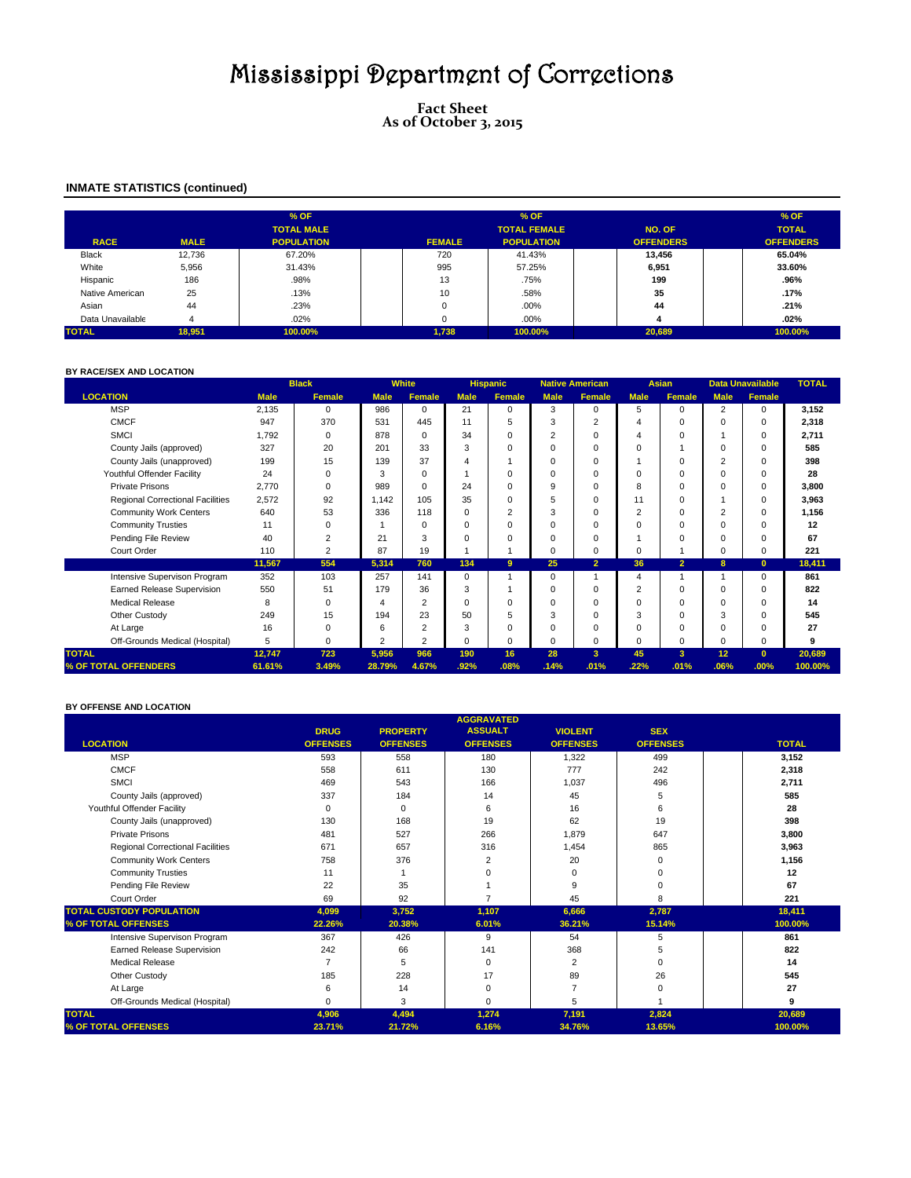# Mississippi Department of Corrections

**Fact Sheet**
**As of October 3, 2015**

## INMATE STATISTICS (continued)

| RACE | MALE | % OF TOTAL MALE POPULATION | FEMALE | % OF TOTAL FEMALE POPULATION | NO. OF OFFENDERS | % OF TOTAL OFFENDERS |
|---|---|---|---|---|---|---|
| Black | 12,736 | 67.20% | 720 | 41.43% | **13,456** | **65.04%** |
| White | 5,956 | 31.43% | 995 | 57.25% | **6,951** | **33.60%** |
| Hispanic | 186 | .98% | 13 | .75% | **199** | **.96%** |
| Native American | 25 | .13% | 10 | .58% | **35** | **.17%** |
| Asian | 44 | .23% | 0 | .00% | **44** | **.21%** |
| Data Unavailable | 4 | .02% | 0 | .00% | **4** | **.02%** |
| **TOTAL** | **18,951** | **100.00%** | **1,738** | **100.00%** | **20,689** | **100.00%** |

### BY RACE/SEX AND LOCATION

| LOCATION | Black Male | Black Female | White Male | White Female | Hispanic Male | Hispanic Female | Native American Male | Native American Female | Asian Male | Asian Female | Data Unavailable Male | Data Unavailable Female | TOTAL |
|---|---|---|---|---|---|---|---|---|---|---|---|---|---|
| MSP | 2,135 | 0 | 986 | 0 | 21 | 0 | 3 | 0 | 5 | 0 | 2 | 0 | **3,152** |
| CMCF | 947 | 370 | 531 | 445 | 11 | 5 | 3 | 2 | 4 | 0 | 0 | 0 | **2,318** |
| SMCI | 1,792 | 0 | 878 | 0 | 34 | 0 | 2 | 0 | 4 | 0 | 1 | 0 | **2,711** |
| County Jails (approved) | 327 | 20 | 201 | 33 | 3 | 0 | 0 | 0 | 0 | 1 | 0 | 0 | **585** |
| County Jails (unapproved) | 199 | 15 | 139 | 37 | 4 | 1 | 0 | 0 | 1 | 0 | 2 | 0 | **398** |
| Youthful Offender Facility | 24 | 0 | 3 | 0 | 1 | 0 | 0 | 0 | 0 | 0 | 0 | 0 | **28** |
| Private Prisons | 2,770 | 0 | 989 | 0 | 24 | 0 | 9 | 0 | 8 | 0 | 0 | 0 | **3,800** |
| Regional Correctional Facilities | 2,572 | 92 | 1,142 | 105 | 35 | 0 | 5 | 0 | 11 | 0 | 1 | 0 | **3,963** |
| Community Work Centers | 640 | 53 | 336 | 118 | 0 | 2 | 3 | 0 | 2 | 0 | 2 | 0 | **1,156** |
| Community Trusties | 11 | 0 | 1 | 0 | 0 | 0 | 0 | 0 | 0 | 0 | 0 | 0 | **12** |
| Pending File Review | 40 | 2 | 21 | 3 | 0 | 0 | 0 | 0 | 1 | 0 | 0 | 0 | **67** |
| Court Order | 110 | 2 | 87 | 19 | 1 | 1 | 0 | 0 | 0 | 1 | 0 | 0 | **221** |
| | **11,567** | **554** | **5,314** | **760** | **134** | **9** | **25** | **2** | **36** | **2** | **8** | **0** | **18,411** |
| Intensive Supervision Program | 352 | 103 | 257 | 141 | 0 | 1 | 0 | 1 | 4 | 1 | 1 | 0 | **861** |
| Earned Release Supervision | 550 | 51 | 179 | 36 | 3 | 1 | 0 | 0 | 2 | 0 | 0 | 0 | **822** |
| Medical Release | 8 | 0 | 4 | 2 | 0 | 0 | 0 | 0 | 0 | 0 | 0 | 0 | **14** |
| Other Custody | 249 | 15 | 194 | 23 | 50 | 5 | 3 | 0 | 3 | 0 | 3 | 0 | **545** |
| At Large | 16 | 0 | 6 | 2 | 3 | 0 | 0 | 0 | 0 | 0 | 0 | 0 | **27** |
| Off-Grounds Medical (Hospital) | 5 | 0 | 2 | 2 | 0 | 0 | 0 | 0 | 0 | 0 | 0 | 0 | **9** |
| **TOTAL** | **12,747** | **723** | **5,956** | **966** | **190** | **16** | **28** | **3** | **45** | **3** | **12** | **0** | **20,689** |
| **% OF TOTAL OFFENDERS** | **61.61%** | **3.49%** | **28.79%** | **4.67%** | **.92%** | **.08%** | **.14%** | **.01%** | **.22%** | **.01%** | **.06%** | **.00%** | **100.00%** |

### BY OFFENSE AND LOCATION

| LOCATION | DRUG OFFENSES | PROPERTY OFFENSES | AGGRAVATED ASSUALT OFFENSES | VIOLENT OFFENSES | SEX OFFENSES | TOTAL |
|---|---|---|---|---|---|---|
| MSP | 593 | 558 | 180 | 1,322 | 499 | **3,152** |
| CMCF | 558 | 611 | 130 | 777 | 242 | **2,318** |
| SMCI | 469 | 543 | 166 | 1,037 | 496 | **2,711** |
| County Jails (approved) | 337 | 184 | 14 | 45 | 5 | **585** |
| Youthful Offender Facility | 0 | 0 | 6 | 16 | 6 | **28** |
| County Jails (unapproved) | 130 | 168 | 19 | 62 | 19 | **398** |
| Private Prisons | 481 | 527 | 266 | 1,879 | 647 | **3,800** |
| Regional Correctional Facilities | 671 | 657 | 316 | 1,454 | 865 | **3,963** |
| Community Work Centers | 758 | 376 | 2 | 20 | 0 | **1,156** |
| Community Trusties | 11 | 1 | 0 | 0 | 0 | **12** |
| Pending File Review | 22 | 35 | 1 | 9 | 0 | **67** |
| Court Order | 69 | 92 | 7 | 45 | 8 | **221** |
| **TOTAL CUSTODY POPULATION** | **4,099** | **3,752** | **1,107** | **6,666** | **2,787** | **18,411** |
| **% OF TOTAL OFFENSES** | **22.26%** | **20.38%** | **6.01%** | **36.21%** | **15.14%** | **100.00%** |
| Intensive Supervision Program | 367 | 426 | 9 | 54 | 5 | **861** |
| Earned Release Supervision | 242 | 66 | 141 | 368 | 5 | **822** |
| Medical Release | 7 | 5 | 0 | 2 | 0 | **14** |
| Other Custody | 185 | 228 | 17 | 89 | 26 | **545** |
| At Large | 6 | 14 | 0 | 7 | 0 | **27** |
| Off-Grounds Medical (Hospital) | 0 | 3 | 0 | 5 | 1 | **9** |
| **TOTAL** | **4,906** | **4,494** | **1,274** | **7,191** | **2,824** | **20,689** |
| **% OF TOTAL OFFENSES** | **23.71%** | **21.72%** | **6.16%** | **34.76%** | **13.65%** | **100.00%** |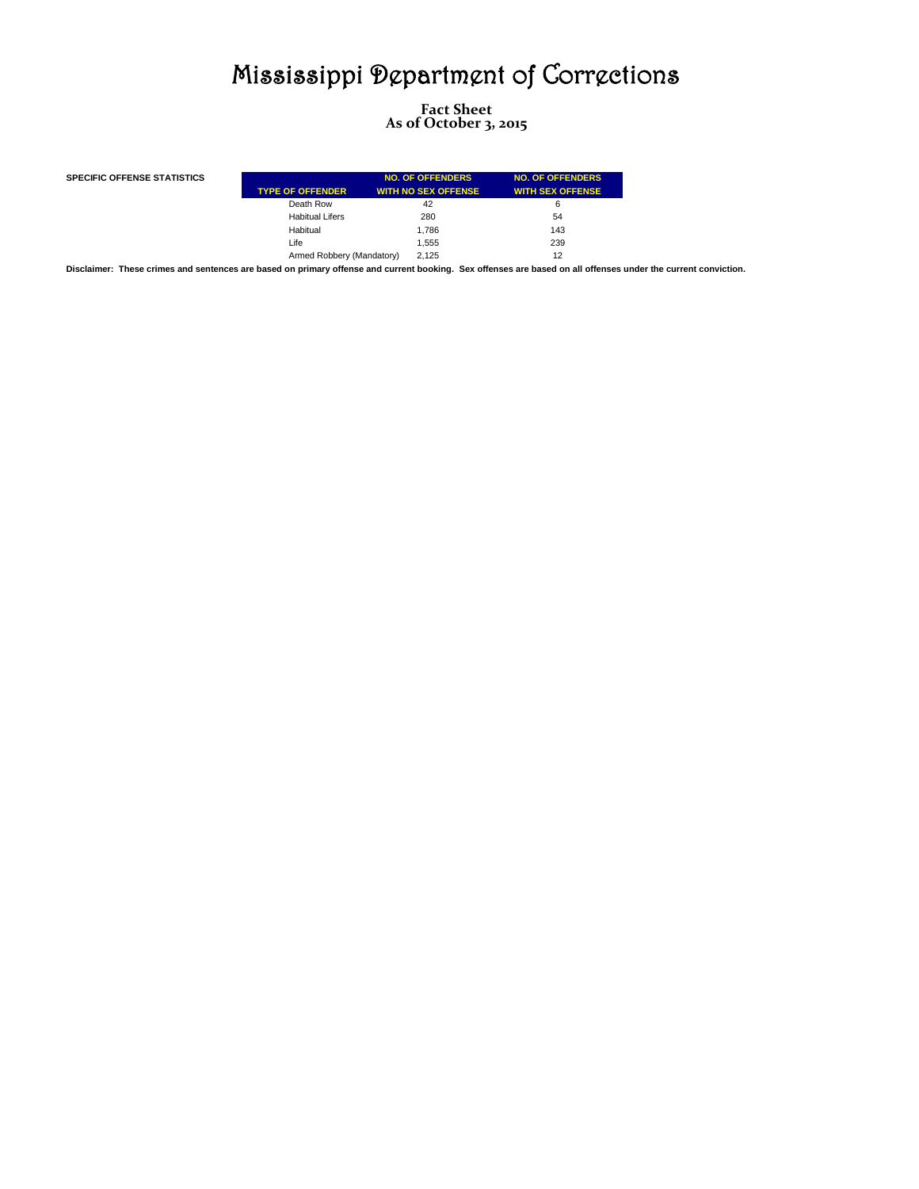# Mississippi Department of Corrections

## Fact Sheet
## As of October 3, 2015

**SPECIFIC OFFENSE STATISTICS**

| TYPE OF OFFENDER | NO. OF OFFENDERS WITH NO SEX OFFENSE | NO. OF OFFENDERS WITH SEX OFFENSE |
|---|---|---|
| Death Row | 42 | 6 |
| Habitual Lifers | 280 | 54 |
| Habitual | 1,786 | 143 |
| Life | 1,555 | 239 |
| Armed Robbery (Mandatory) | 2,125 | 12 |

**Disclaimer: These crimes and sentences are based on primary offense and current booking. Sex offenses are based on all offenses under the current conviction.**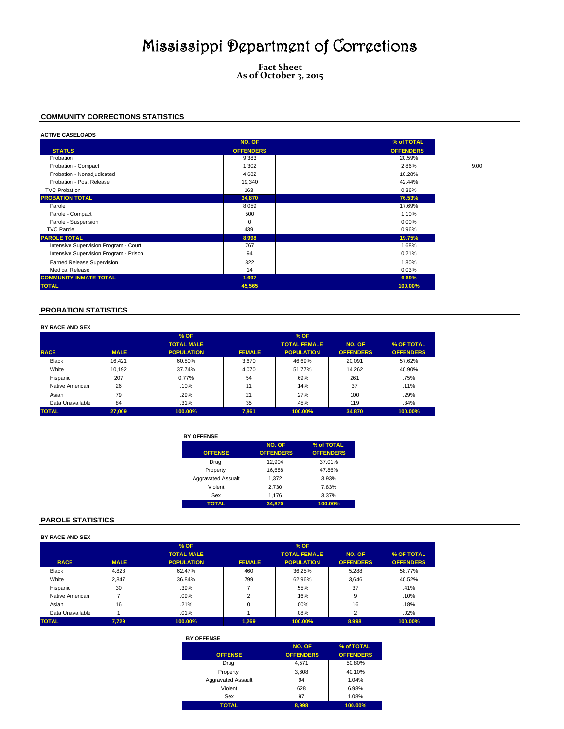# Mississippi Department of Corrections

**Fact Sheet**
**As of October 3, 2015**

## COMMUNITY CORRECTIONS STATISTICS

**ACTIVE CASELOADS**

| STATUS | NO. OF OFFENDERS | % of TOTAL OFFENDERS |
|---|---|---|
| Probation | 9,383 | 20.59% |
| Probation - Compact | 1,302 | 2.86% |
| Probation - Nonadjudicated | 4,682 | 10.28% |
| Probation - Post Release | 19,340 | 42.44% |
| TVC Probation | 163 | 0.36% |
| **PROBATION TOTAL** | **34,870** | **76.53%** |
| Parole | 8,059 | 17.69% |
| Parole - Compact | 500 | 1.10% |
| Parole - Suspension | 0 | 0.00% |
| TVC Parole | 439 | 0.96% |
| **PAROLE TOTAL** | **8,998** | **19.75%** |
| Intensive Supervision Program - Court | 767 | 1.68% |
| Intensive Supervision Program - Prison | 94 | 0.21% |
| Earned Release Supervision | 822 | 1.80% |
| Medical Release | 14 | 0.03% |
| **COMMUNITY INMATE TOTAL** | **1,697** | **6.69%** |
| **TOTAL** | **45,565** | **100.00%** |

9.00

## PROBATION STATISTICS

**BY RACE AND SEX**

| RACE | MALE | % OF TOTAL MALE POPULATION | FEMALE | % OF TOTAL FEMALE POPULATION | NO. OF OFFENDERS | % OF TOTAL OFFENDERS |
|---|---|---|---|---|---|---|
| Black | 16,421 | 60.80% | 3,670 | 46.69% | 20,091 | 57.62% |
| White | 10,192 | 37.74% | 4,070 | 51.77% | 14,262 | 40.90% |
| Hispanic | 207 | 0.77% | 54 | .69% | 261 | .75% |
| Native American | 26 | .10% | 11 | .14% | 37 | .11% |
| Asian | 79 | .29% | 21 | .27% | 100 | .29% |
| Data Unavailable | 84 | .31% | 35 | .45% | 119 | .34% |
| **TOTAL** | **27,009** | **100.00%** | **7,861** | **100.00%** | **34,870** | **100.00%** |

**BY OFFENSE**

| OFFENSE | NO. OF OFFENDERS | % of TOTAL OFFENDERS |
|---|---|---|
| Drug | 12,904 | 37.01% |
| Property | 16,688 | 47.86% |
| Aggravated Assualt | 1,372 | 3.93% |
| Violent | 2,730 | 7.83% |
| Sex | 1,176 | 3.37% |
| **TOTAL** | **34,870** | **100.00%** |

## PAROLE STATISTICS

**BY RACE AND SEX**

| RACE | MALE | % OF TOTAL MALE POPULATION | FEMALE | % OF TOTAL FEMALE POPULATION | NO. OF OFFENDERS | % OF TOTAL OFFENDERS |
|---|---|---|---|---|---|---|
| Black | 4,828 | 62.47% | 460 | 36.25% | 5,288 | 58.77% |
| White | 2,847 | 36.84% | 799 | 62.96% | 3,646 | 40.52% |
| Hispanic | 30 | .39% | 7 | .55% | 37 | .41% |
| Native American | 7 | .09% | 2 | .16% | 9 | .10% |
| Asian | 16 | .21% | 0 | .00% | 16 | .18% |
| Data Unavailable | 1 | .01% | 1 | .08% | 2 | .02% |
| **TOTAL** | **7,729** | **100.00%** | **1,269** | **100.00%** | **8,998** | **100.00%** |

**BY OFFENSE**

| OFFENSE | NO. OF OFFENDERS | % of TOTAL OFFENDERS |
|---|---|---|
| Drug | 4,571 | 50.80% |
| Property | 3,608 | 40.10% |
| Aggravated Assault | 94 | 1.04% |
| Violent | 628 | 6.98% |
| Sex | 97 | 1.08% |
| **TOTAL** | **8,998** | **100.00%** |